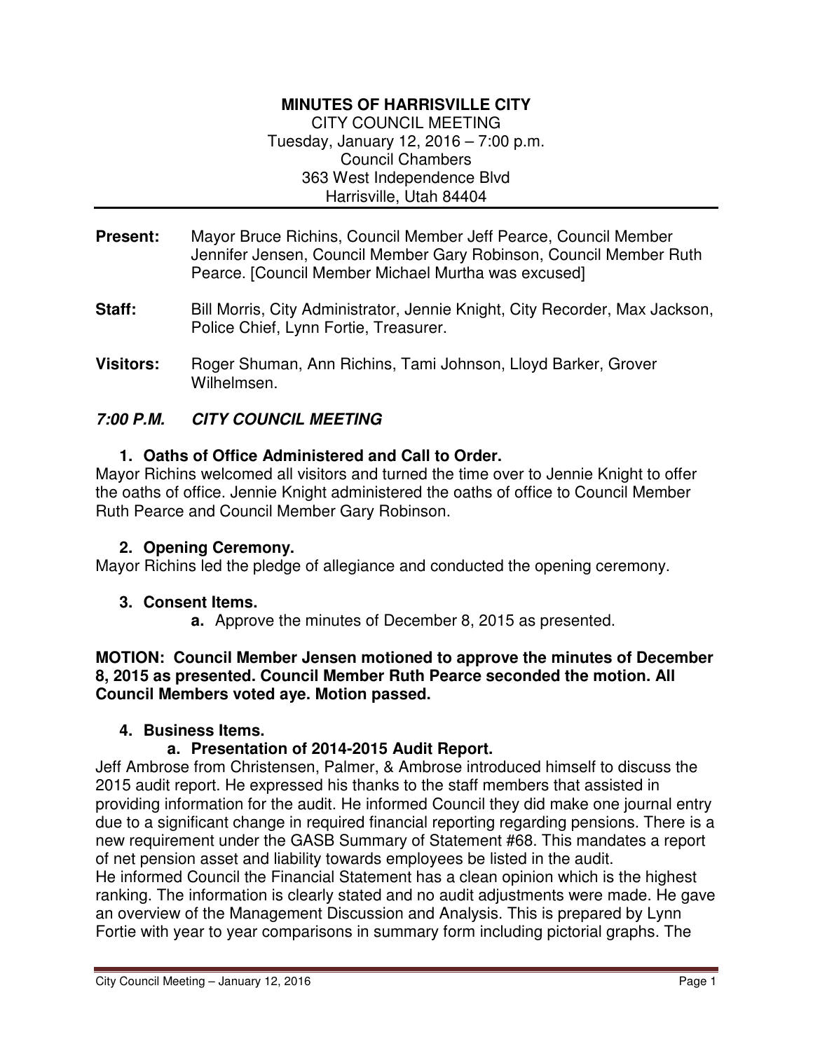# MINUTES OF HARRISVILLE CITY

CITY COUNCIL MEETING
Tuesday, January 12, 2016 – 7:00 p.m.
Council Chambers
363 West Independence Blvd
Harrisville, Utah 84404

---

**Present:** Mayor Bruce Richins, Council Member Jeff Pearce, Council Member Jennifer Jensen, Council Member Gary Robinson, Council Member Ruth Pearce. [Council Member Michael Murtha was excused]

**Staff:** Bill Morris, City Administrator, Jennie Knight, City Recorder, Max Jackson, Police Chief, Lynn Fortie, Treasurer.

**Visitors:** Roger Shuman, Ann Richins, Tami Johnson, Lloyd Barker, Grover Wilhelmsen.

## *7:00 P.M. CITY COUNCIL MEETING*

### 1. Oaths of Office Administered and Call to Order.

Mayor Richins welcomed all visitors and turned the time over to Jennie Knight to offer the oaths of office. Jennie Knight administered the oaths of office to Council Member Ruth Pearce and Council Member Gary Robinson.

### 2. Opening Ceremony.

Mayor Richins led the pledge of allegiance and conducted the opening ceremony.

### 3. Consent Items.

**a.** Approve the minutes of December 8, 2015 as presented.

**MOTION: Council Member Jensen motioned to approve the minutes of December 8, 2015 as presented. Council Member Ruth Pearce seconded the motion. All Council Members voted aye. Motion passed.**

### 4. Business Items.

#### a. Presentation of 2014-2015 Audit Report.

Jeff Ambrose from Christensen, Palmer, & Ambrose introduced himself to discuss the 2015 audit report. He expressed his thanks to the staff members that assisted in providing information for the audit. He informed Council they did make one journal entry due to a significant change in required financial reporting regarding pensions. There is a new requirement under the GASB Summary of Statement #68. This mandates a report of net pension asset and liability towards employees be listed in the audit.
He informed Council the Financial Statement has a clean opinion which is the highest ranking. The information is clearly stated and no audit adjustments were made. He gave an overview of the Management Discussion and Analysis. This is prepared by Lynn Fortie with year to year comparisons in summary form including pictorial graphs. The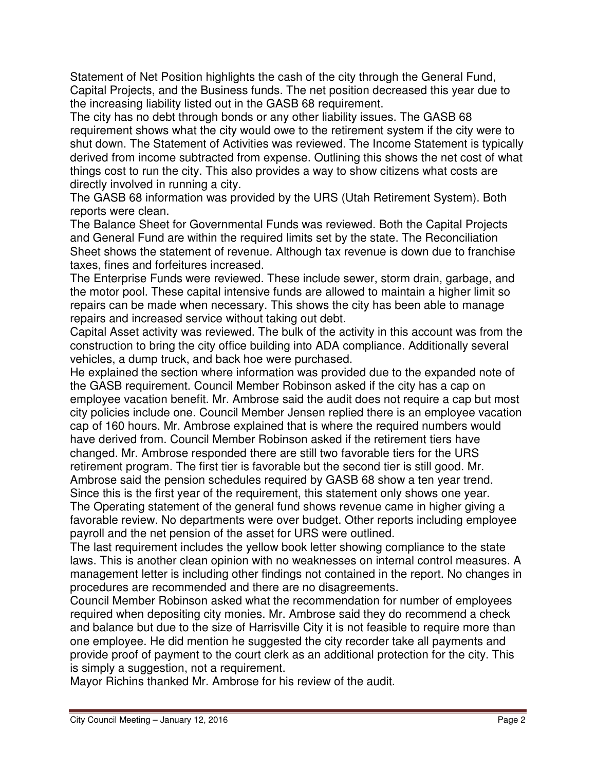Statement of Net Position highlights the cash of the city through the General Fund, Capital Projects, and the Business funds. The net position decreased this year due to the increasing liability listed out in the GASB 68 requirement.

The city has no debt through bonds or any other liability issues. The GASB 68 requirement shows what the city would owe to the retirement system if the city were to shut down. The Statement of Activities was reviewed. The Income Statement is typically derived from income subtracted from expense. Outlining this shows the net cost of what things cost to run the city. This also provides a way to show citizens what costs are directly involved in running a city.

The GASB 68 information was provided by the URS (Utah Retirement System). Both reports were clean.

The Balance Sheet for Governmental Funds was reviewed. Both the Capital Projects and General Fund are within the required limits set by the state. The Reconciliation Sheet shows the statement of revenue. Although tax revenue is down due to franchise taxes, fines and forfeitures increased.

The Enterprise Funds were reviewed. These include sewer, storm drain, garbage, and the motor pool. These capital intensive funds are allowed to maintain a higher limit so repairs can be made when necessary. This shows the city has been able to manage repairs and increased service without taking out debt.

Capital Asset activity was reviewed. The bulk of the activity in this account was from the construction to bring the city office building into ADA compliance. Additionally several vehicles, a dump truck, and back hoe were purchased.

He explained the section where information was provided due to the expanded note of the GASB requirement. Council Member Robinson asked if the city has a cap on employee vacation benefit. Mr. Ambrose said the audit does not require a cap but most city policies include one. Council Member Jensen replied there is an employee vacation cap of 160 hours. Mr. Ambrose explained that is where the required numbers would have derived from. Council Member Robinson asked if the retirement tiers have changed. Mr. Ambrose responded there are still two favorable tiers for the URS retirement program. The first tier is favorable but the second tier is still good. Mr. Ambrose said the pension schedules required by GASB 68 show a ten year trend. Since this is the first year of the requirement, this statement only shows one year.

The Operating statement of the general fund shows revenue came in higher giving a favorable review. No departments were over budget. Other reports including employee payroll and the net pension of the asset for URS were outlined.

The last requirement includes the yellow book letter showing compliance to the state laws. This is another clean opinion with no weaknesses on internal control measures. A management letter is including other findings not contained in the report. No changes in procedures are recommended and there are no disagreements.

Council Member Robinson asked what the recommendation for number of employees required when depositing city monies. Mr. Ambrose said they do recommend a check and balance but due to the size of Harrisville City it is not feasible to require more than one employee. He did mention he suggested the city recorder take all payments and provide proof of payment to the court clerk as an additional protection for the city. This is simply a suggestion, not a requirement.

Mayor Richins thanked Mr. Ambrose for his review of the audit.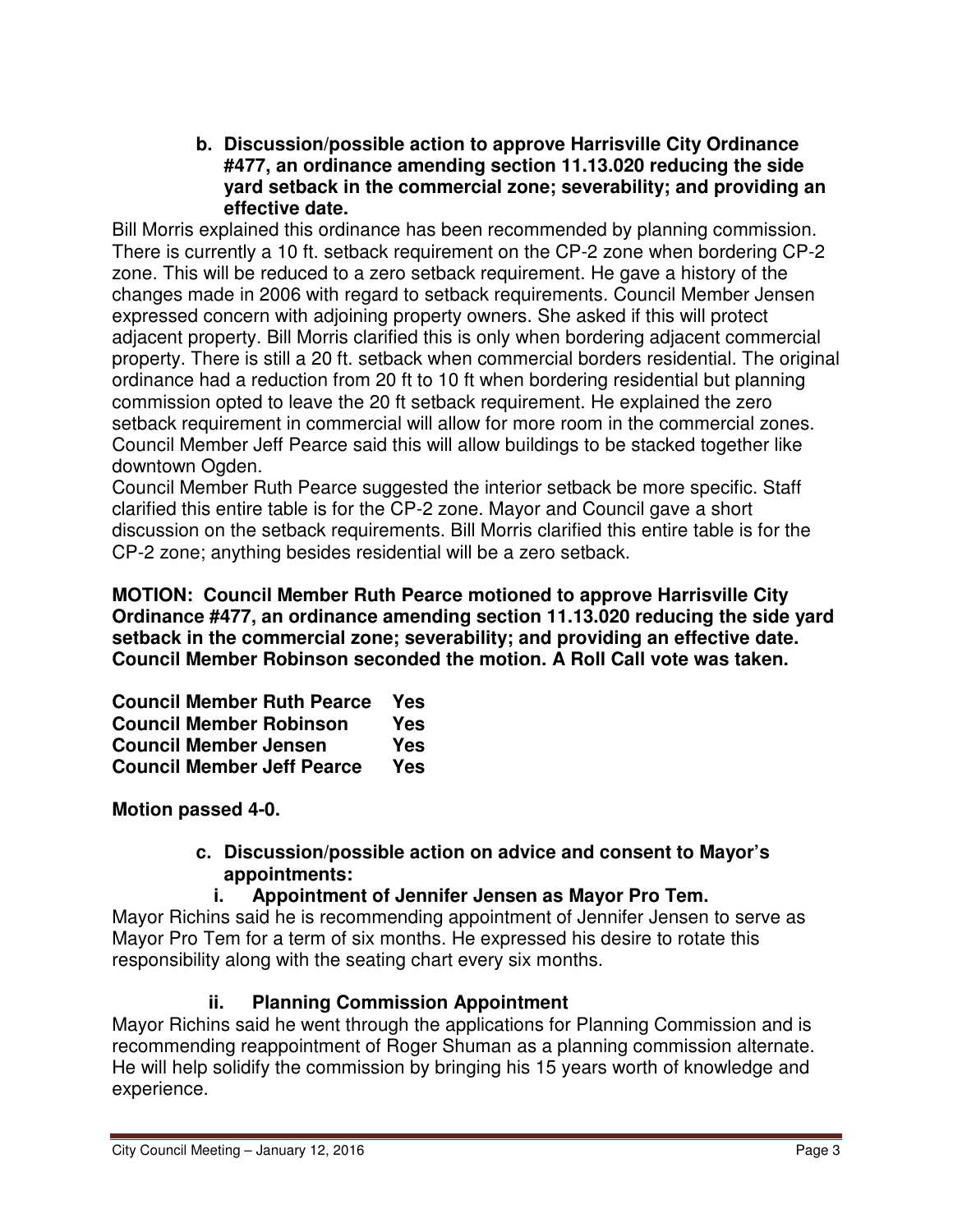**b. Discussion/possible action to approve Harrisville City Ordinance #477, an ordinance amending section 11.13.020 reducing the side yard setback in the commercial zone; severability; and providing an effective date.**

Bill Morris explained this ordinance has been recommended by planning commission. There is currently a 10 ft. setback requirement on the CP-2 zone when bordering CP-2 zone. This will be reduced to a zero setback requirement. He gave a history of the changes made in 2006 with regard to setback requirements. Council Member Jensen expressed concern with adjoining property owners. She asked if this will protect adjacent property. Bill Morris clarified this is only when bordering adjacent commercial property. There is still a 20 ft. setback when commercial borders residential. The original ordinance had a reduction from 20 ft to 10 ft when bordering residential but planning commission opted to leave the 20 ft setback requirement. He explained the zero setback requirement in commercial will allow for more room in the commercial zones. Council Member Jeff Pearce said this will allow buildings to be stacked together like downtown Ogden.

Council Member Ruth Pearce suggested the interior setback be more specific. Staff clarified this entire table is for the CP-2 zone. Mayor and Council gave a short discussion on the setback requirements. Bill Morris clarified this entire table is for the CP-2 zone; anything besides residential will be a zero setback.

**MOTION: Council Member Ruth Pearce motioned to approve Harrisville City Ordinance #477, an ordinance amending section 11.13.020 reducing the side yard setback in the commercial zone; severability; and providing an effective date. Council Member Robinson seconded the motion. A Roll Call vote was taken.**

| | |
|---|---|
| **Council Member Ruth Pearce** | **Yes** |
| **Council Member Robinson** | **Yes** |
| **Council Member Jensen** | **Yes** |
| **Council Member Jeff Pearce** | **Yes** |

**Motion passed 4-0.**

**c. Discussion/possible action on advice and consent to Mayor's appointments:**

**i. Appointment of Jennifer Jensen as Mayor Pro Tem.**

Mayor Richins said he is recommending appointment of Jennifer Jensen to serve as Mayor Pro Tem for a term of six months. He expressed his desire to rotate this responsibility along with the seating chart every six months.

**ii. Planning Commission Appointment**

Mayor Richins said he went through the applications for Planning Commission and is recommending reappointment of Roger Shuman as a planning commission alternate. He will help solidify the commission by bringing his 15 years worth of knowledge and experience.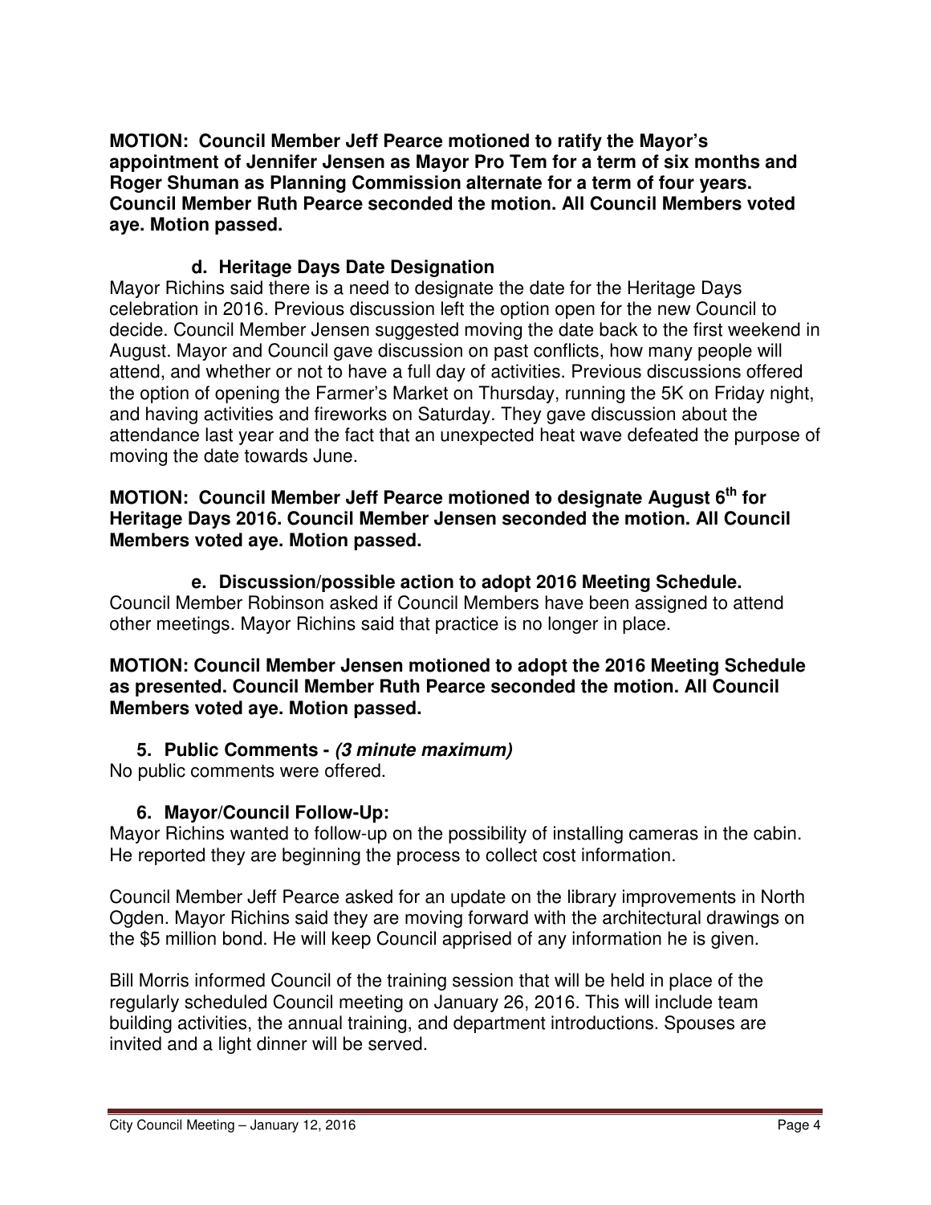**MOTION: Council Member Jeff Pearce motioned to ratify the Mayor's appointment of Jennifer Jensen as Mayor Pro Tem for a term of six months and Roger Shuman as Planning Commission alternate for a term of four years. Council Member Ruth Pearce seconded the motion. All Council Members voted aye. Motion passed.**

### d. Heritage Days Date Designation

Mayor Richins said there is a need to designate the date for the Heritage Days celebration in 2016. Previous discussion left the option open for the new Council to decide. Council Member Jensen suggested moving the date back to the first weekend in August. Mayor and Council gave discussion on past conflicts, how many people will attend, and whether or not to have a full day of activities. Previous discussions offered the option of opening the Farmer's Market on Thursday, running the 5K on Friday night, and having activities and fireworks on Saturday. They gave discussion about the attendance last year and the fact that an unexpected heat wave defeated the purpose of moving the date towards June.

**MOTION: Council Member Jeff Pearce motioned to designate August 6th for Heritage Days 2016. Council Member Jensen seconded the motion. All Council Members voted aye. Motion passed.**

### e. Discussion/possible action to adopt 2016 Meeting Schedule.

Council Member Robinson asked if Council Members have been assigned to attend other meetings. Mayor Richins said that practice is no longer in place.

**MOTION: Council Member Jensen motioned to adopt the 2016 Meeting Schedule as presented. Council Member Ruth Pearce seconded the motion. All Council Members voted aye. Motion passed.**

## 5. Public Comments - *(3 minute maximum)*

No public comments were offered.

## 6. Mayor/Council Follow-Up:

Mayor Richins wanted to follow-up on the possibility of installing cameras in the cabin. He reported they are beginning the process to collect cost information.

Council Member Jeff Pearce asked for an update on the library improvements in North Ogden. Mayor Richins said they are moving forward with the architectural drawings on the $5 million bond. He will keep Council apprised of any information he is given.

Bill Morris informed Council of the training session that will be held in place of the regularly scheduled Council meeting on January 26, 2016. This will include team building activities, the annual training, and department introductions. Spouses are invited and a light dinner will be served.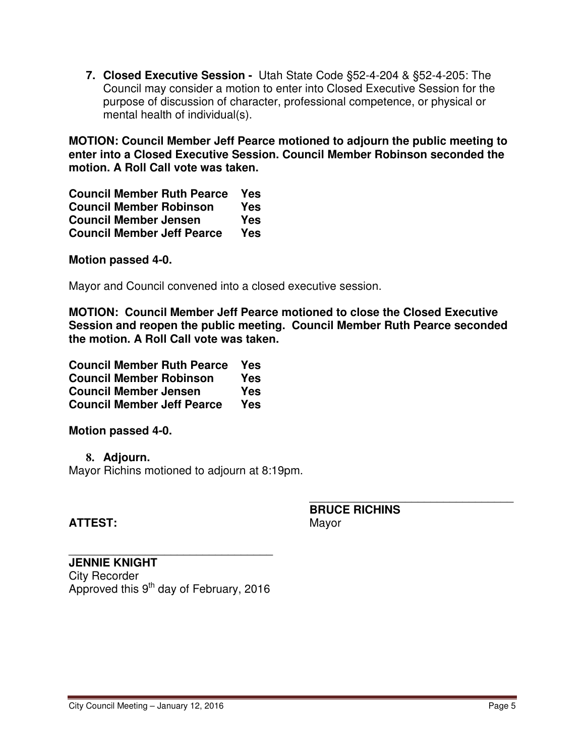7. **Closed Executive Session -** Utah State Code §52-4-204 & §52-4-205: The Council may consider a motion to enter into Closed Executive Session for the purpose of discussion of character, professional competence, or physical or mental health of individual(s).

**MOTION: Council Member Jeff Pearce motioned to adjourn the public meeting to enter into a Closed Executive Session. Council Member Robinson seconded the motion. A Roll Call vote was taken.**

| | |
|---|---|
| **Council Member Ruth Pearce** | **Yes** |
| **Council Member Robinson** | **Yes** |
| **Council Member Jensen** | **Yes** |
| **Council Member Jeff Pearce** | **Yes** |

**Motion passed 4-0.**

Mayor and Council convened into a closed executive session.

**MOTION: Council Member Jeff Pearce motioned to close the Closed Executive Session and reopen the public meeting. Council Member Ruth Pearce seconded the motion. A Roll Call vote was taken.**

| | |
|---|---|
| **Council Member Ruth Pearce** | **Yes** |
| **Council Member Robinson** | **Yes** |
| **Council Member Jensen** | **Yes** |
| **Council Member Jeff Pearce** | **Yes** |

**Motion passed 4-0.**

8. **Adjourn.**

Mayor Richins motioned to adjourn at 8:19pm.

\_\_\_\_\_\_\_\_\_\_\_\_\_\_\_\_\_\_\_\_\_\_\_\_\_\_\_\_\_\_\_\_
**BRUCE RICHINS**
Mayor

**ATTEST:**

\_\_\_\_\_\_\_\_\_\_\_\_\_\_\_\_\_\_\_\_\_\_\_\_\_\_\_\_\_\_\_\_
**JENNIE KNIGHT**
City Recorder
Approved this 9th day of February, 2016